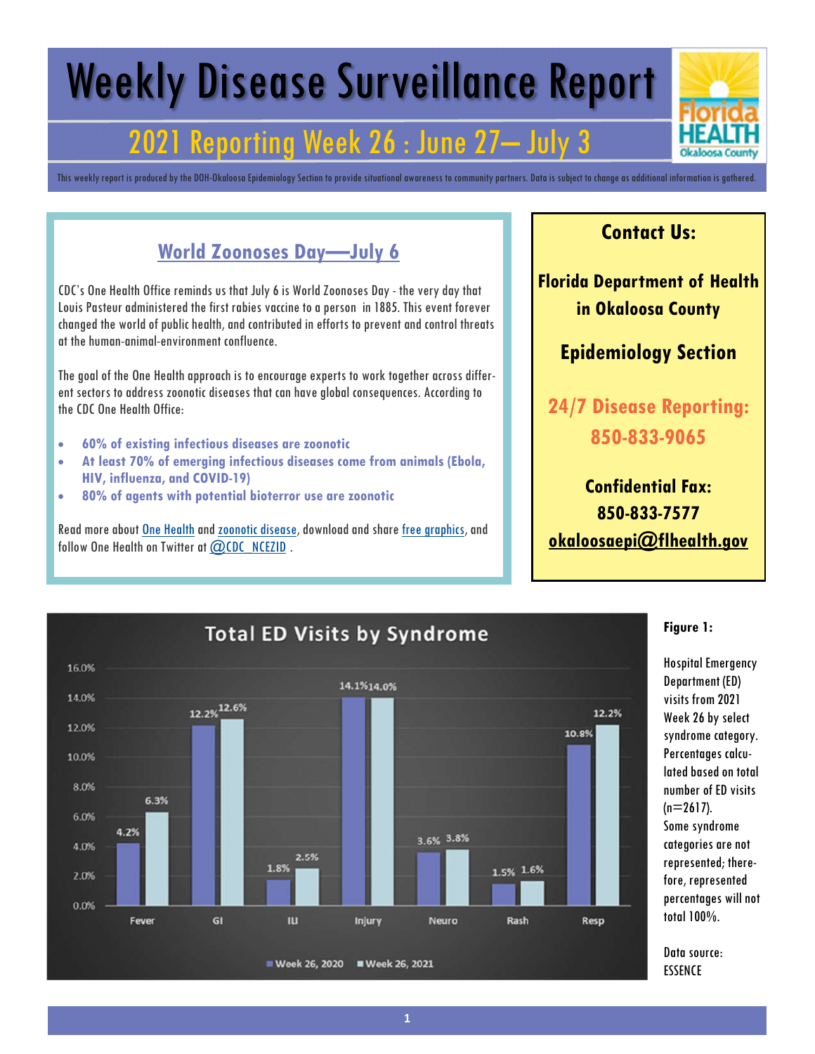# Weekly Disease Surveillance Report

## 2021 Reporting Week 26 : June 27– July 3

This weekly report is produced by the DOH-Okaloosa Epidemiology Section to provide situational awareness to community partners. Data is subject to change as additional information is gathered.

### World Zoonoses Day—July 6

CDC's One Health Office reminds us that July 6 is World Zoonoses Day - the very day that Louis Pasteur administered the first rabies vaccine to a person in 1885. This event forever changed the world of public health, and contributed in efforts to prevent and control threats at the human-animal-environment confluence.

The goal of the One Health approach is to encourage experts to work together across different sectors to address zoonotic diseases that can have global consequences. According to the CDC One Health Office:

- **60% of existing infectious diseases are zoonotic**
- **At least 70% of emerging infectious diseases come from animals (Ebola, HIV, influenza, and COVID-19)**
- **80% of agents with potential bioterror use are zoonotic**

Read more about One Health and zoonotic disease, download and share free graphics, and follow One Health on Twitter at @CDC_NCEZID .

### Contact Us:

**Florida Department of Health in Okaloosa County**

**Epidemiology Section**

**24/7 Disease Reporting: 850-833-9065**

**Confidential Fax: 850-833-7577**

**okaloosaepi@flhealth.gov**

### Total ED Visits by Syndrome

| Syndrome | Week 26, 2020 | Week 26, 2021 |
|---|---|---|
| Fever | 4.2% | 6.3% |
| GI | 12.2% | 12.6% |
| ILI | 1.8% | 2.5% |
| Injury | 14.1% | 14.0% |
| Neuro | 3.6% | 3.8% |
| Rash | 1.5% | 1.6% |
| Resp | 10.8% | 12.2% |

**Figure 1:**

Hospital Emergency Department (ED) visits from 2021 Week 26 by select syndrome category. Percentages calculated based on total number of ED visits (n=2617). Some syndrome categories are not represented; therefore, represented percentages will not total 100%.

Data source: ESSENCE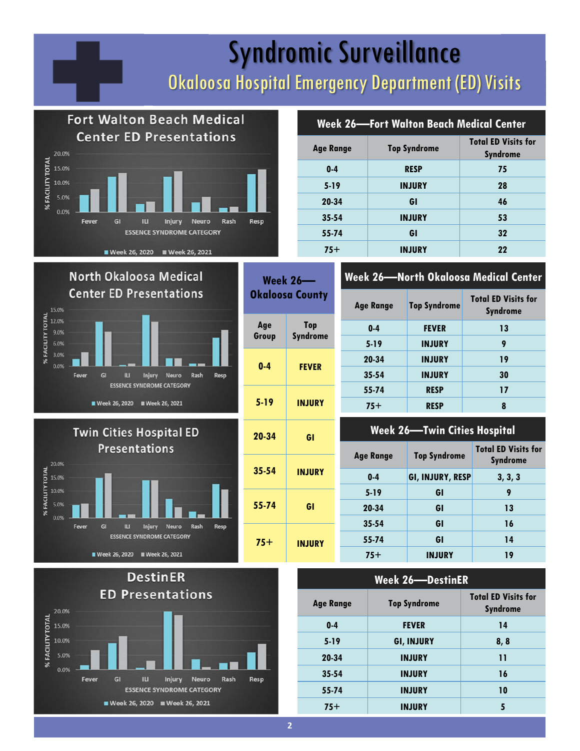# Syndromic Surveillance

## Okaloosa Hospital Emergency Department (ED) Visits

### Fort Walton Beach Medical Center ED Presentations

% FACILITY TOTAL by ESSENCE SYNDROME CATEGORY (Fever, GI, ILI, Injury, Neuro, Rash, Resp) — Week 26, 2020 vs Week 26, 2021

### Week 26—Fort Walton Beach Medical Center

| Age Range | Top Syndrome | Total ED Visits for Syndrome |
|---|---|---|
| 0-4 | RESP | 75 |
| 5-19 | INJURY | 28 |
| 20-34 | GI | 46 |
| 35-54 | INJURY | 53 |
| 55-74 | GI | 32 |
| 75+ | INJURY | 22 |

### North Okaloosa Medical Center ED Presentations

% FACILITY TOTAL by ESSENCE SYNDROME CATEGORY (Fever, GI, ILI, Injury, Neuro, Rash, Resp) — Week 26, 2020 vs Week 26, 2021

### Week 26—Okaloosa County

| Age Group | Top Syndrome |
|---|---|
| 0-4 | FEVER |
| 5-19 | INJURY |
| 20-34 | GI |
| 35-54 | INJURY |
| 55-74 | GI |
| 75+ | INJURY |

### Week 26—North Okaloosa Medical Center

| Age Range | Top Syndrome | Total ED Visits for Syndrome |
|---|---|---|
| 0-4 | FEVER | 13 |
| 5-19 | INJURY | 9 |
| 20-34 | INJURY | 19 |
| 35-54 | INJURY | 30 |
| 55-74 | RESP | 17 |
| 75+ | RESP | 8 |

### Twin Cities Hospital ED Presentations

% FACILITY TOTAL by ESSENCE SYNDROME CATEGORY (Fever, GI, ILI, Injury, Neuro, Rash, Resp) — Week 26, 2020 vs Week 26, 2021

### Week 26—Twin Cities Hospital

| Age Range | Top Syndrome | Total ED Visits for Syndrome |
|---|---|---|
| 0-4 | GI, INJURY, RESP | 3, 3, 3 |
| 5-19 | GI | 9 |
| 20-34 | GI | 13 |
| 35-54 | GI | 16 |
| 55-74 | GI | 14 |
| 75+ | INJURY | 19 |

### DestinER ED Presentations

% FACILITY TOTAL by ESSENCE SYNDROME CATEGORY (Fever, GI, ILI, Injury, Neuro, Rash, Resp) — Week 26, 2020 vs Week 26, 2021

### Week 26—DestinER

| Age Range | Top Syndrome | Total ED Visits for Syndrome |
|---|---|---|
| 0-4 | FEVER | 14 |
| 5-19 | GI, INJURY | 8, 8 |
| 20-34 | INJURY | 11 |
| 35-54 | INJURY | 16 |
| 55-74 | INJURY | 10 |
| 75+ | INJURY | 5 |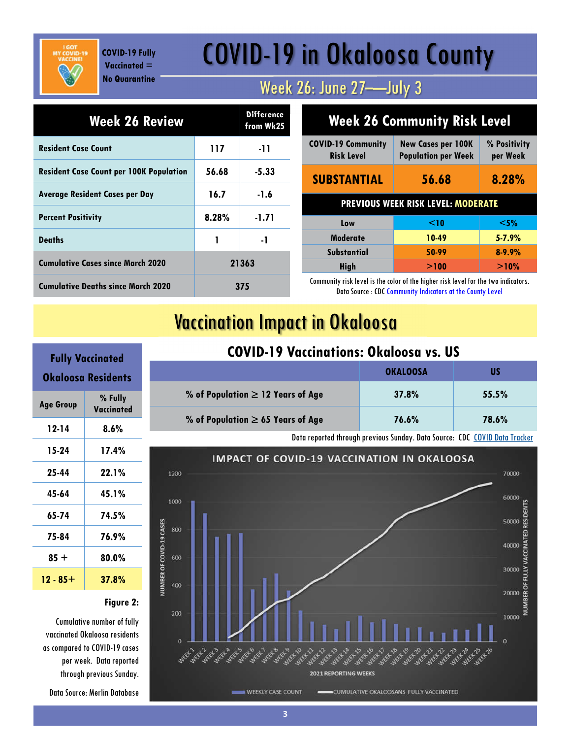COVID-19 Fully Vaccinated = No Quarantine

# COVID-19 in Okaloosa County

## Week 26: June 27—July 3

| Week 26 Review | | Difference from Wk25 |
|---|---|---|
| Resident Case Count | 117 | -11 |
| Resident Case Count per 100K Population | 56.68 | -5.33 |
| Average Resident Cases per Day | 16.7 | -1.6 |
| Percent Positivity | 8.28% | -1.71 |
| Deaths | 1 | -1 |
| Cumulative Cases since March 2020 | 21363 | |
| Cumulative Deaths since March 2020 | 375 | |

| Week 26 Community Risk Level | | |
|---|---|---|
| COVID-19 Community Risk Level | New Cases per 100K Population per Week | % Positivity per Week |
| SUBSTANTIAL | 56.68 | 8.28% |
| PREVIOUS WEEK RISK LEVEL: MODERATE | | |
| Low | <10 | <5% |
| Moderate | 10-49 | 5-7.9% |
| Substantial | 50-99 | 8-9.9% |
| High | >100 | >10% |

Community risk level is the color of the higher risk level for the two indicators.
Data Source : CDC Community Indicators at the County Level

# Vaccination Impact in Okaloosa

### Fully Vaccinated Okaloosa Residents

| Age Group | % Fully Vaccinated |
|---|---|
| 12-14 | 8.6% |
| 15-24 | 17.4% |
| 25-44 | 22.1% |
| 45-64 | 45.1% |
| 65-74 | 74.5% |
| 75-84 | 76.9% |
| 85 + | 80.0% |
| 12 - 85+ | 37.8% |

### COVID-19 Vaccinations: Okaloosa vs. US

| | OKALOOSA | US |
|---|---|---|
| % of Population ≥ 12 Years of Age | 37.8% | 55.5% |
| % of Population ≥ 65 Years of Age | 76.6% | 78.6% |

Data reported through previous Sunday. Data Source: CDC COVID Data Tracker

**Figure 2:**

Cumulative number of fully vaccinated Okaloosa residents as compared to COVID-19 cases per week. Data reported through previous Sunday.

Data Source: Merlin Database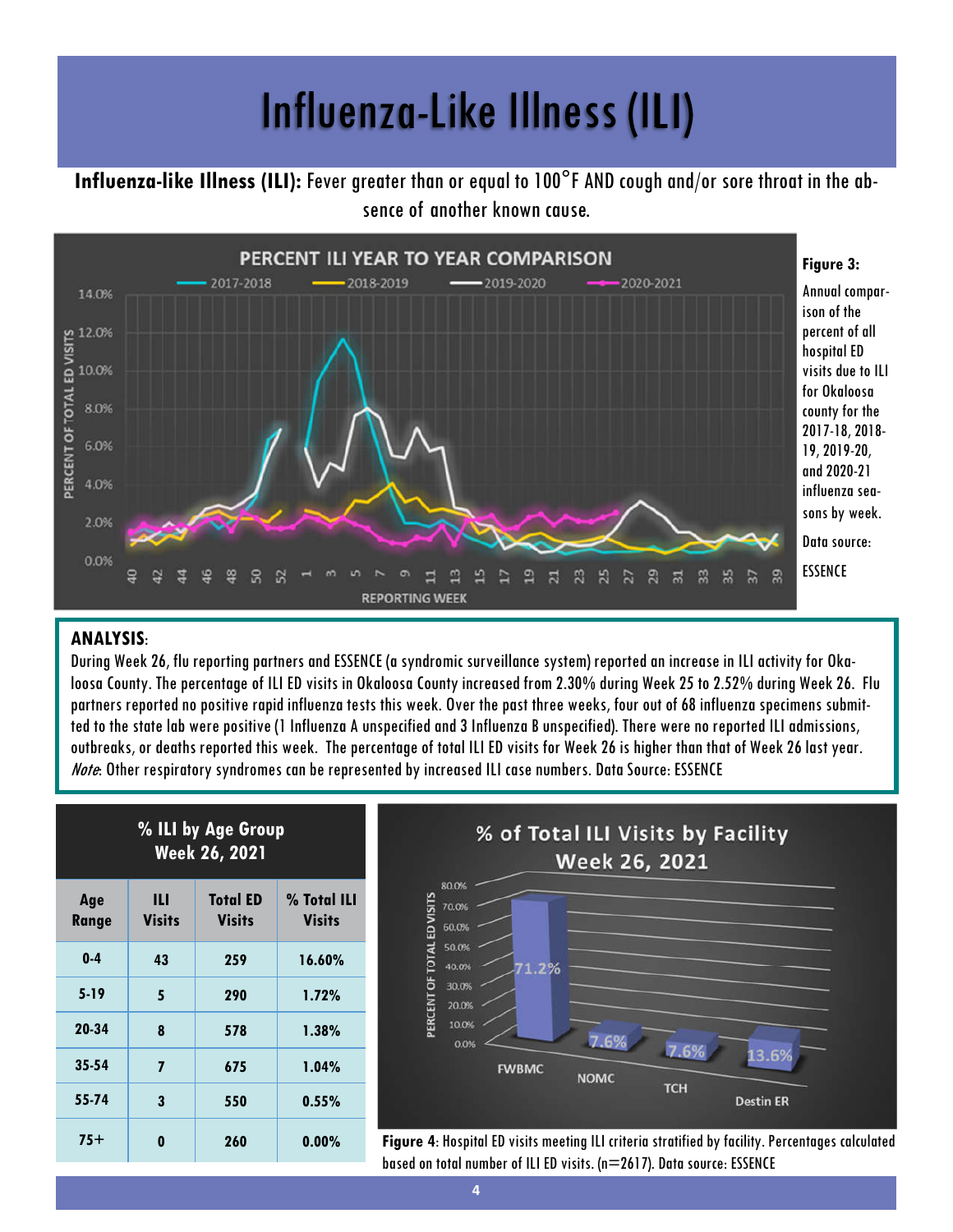# Influenza-Like Illness (ILI)

**Influenza-like Illness (ILI):** Fever greater than or equal to 100°F AND cough and/or sore throat in the absence of another known cause.

PERCENT ILI YEAR TO YEAR COMPARISON

2017-2018 2018-2019 2019-2020 2020-2021

PERCENT OF TOTAL ED VISITS

14.0% 12.0% 10.0% 8.0% 6.0% 4.0% 2.0% 0.0%

40 42 44 46 48 50 52 1 3 5 7 9 11 13 15 17 19 21 23 25 27 29 31 33 35 37 39

REPORTING WEEK

**Figure 3:** Annual comparison of the percent of all hospital ED visits due to ILI for Okaloosa county for the 2017-18, 2018-19, 2019-20, and 2020-21 influenza seasons by week.

Data source: ESSENCE

**ANALYSIS**:

During Week 26, flu reporting partners and ESSENCE (a syndromic surveillance system) reported an increase in ILI activity for Okaloosa County. The percentage of ILI ED visits in Okaloosa County increased from 2.30% during Week 25 to 2.52% during Week 26. Flu partners reported no positive rapid influenza tests this week. Over the past three weeks, four out of 68 influenza specimens submitted to the state lab were positive (1 Influenza A unspecified and 3 Influenza B unspecified). There were no reported ILI admissions, outbreaks, or deaths reported this week. The percentage of total ILI ED visits for Week 26 is higher than that of Week 26 last year. *Note*: Other respiratory syndromes can be represented by increased ILI case numbers. Data Source: ESSENCE

**% ILI by Age Group Week 26, 2021**

| Age Range | ILI Visits | Total ED Visits | % Total ILI Visits |
|---|---|---|---|
| 0-4 | 43 | 259 | 16.60% |
| 5-19 | 5 | 290 | 1.72% |
| 20-34 | 8 | 578 | 1.38% |
| 35-54 | 7 | 675 | 1.04% |
| 55-74 | 3 | 550 | 0.55% |
| 75+ | 0 | 260 | 0.00% |

% of Total ILI Visits by Facility Week 26, 2021

PERCENT OF TOTAL ED VISITS

80.0% 70.0% 60.0% 50.0% 40.0% 30.0% 20.0% 10.0% 0.0%

71.2% 7.6% 7.6% 13.6%

FWBMC NOMC TCH Destin ER

**Figure 4**: Hospital ED visits meeting ILI criteria stratified by facility. Percentages calculated based on total number of ILI ED visits. (n=2617). Data source: ESSENCE